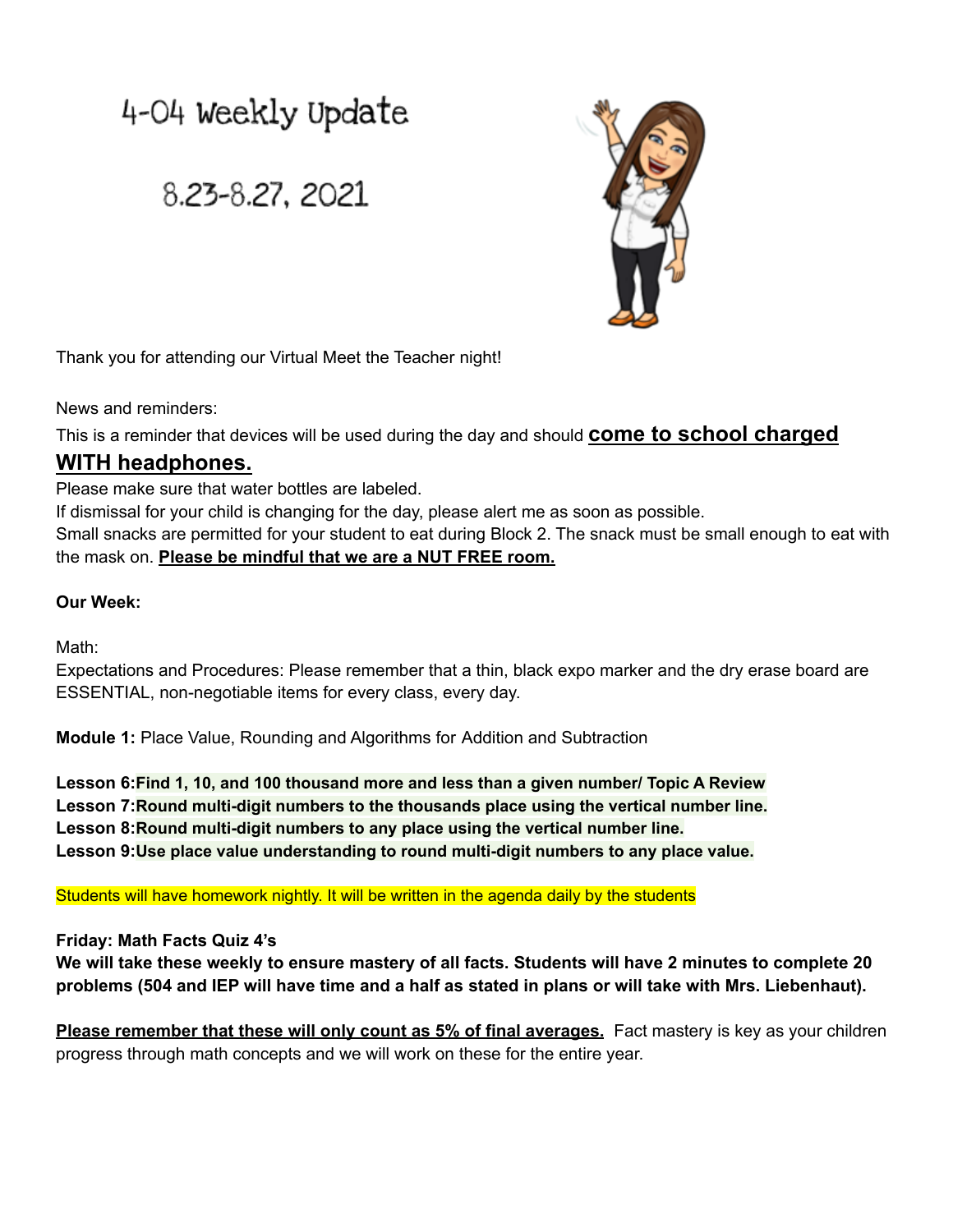# 4-04 Weekly Update

## 8.23-8.27, 2021

Thank you for attending our Virtual Meet the Teacher night!

News and reminders:

This is a reminder that devices will be used during the day and should **come to school charged WITH headphones.**

Please make sure that water bottles are labeled.

If dismissal for your child is changing for the day, please alert me as soon as possible.

Small snacks are permitted for your student to eat during Block 2. The snack must be small enough to eat with the mask on. **Please be mindful that we are a NUT FREE room.**

**Our Week:**

Math:

Expectations and Procedures: Please remember that a thin, black expo marker and the dry erase board are ESSENTIAL, non-negotiable items for every class, every day.

**Module 1:** Place Value, Rounding and Algorithms for Addition and Subtraction

**Lesson 6:Find 1, 10, and 100 thousand more and less than a given number/ Topic A Review**
**Lesson 7:Round multi-digit numbers to the thousands place using the vertical number line.**
**Lesson 8:Round multi-digit numbers to any place using the vertical number line.**
**Lesson 9:Use place value understanding to round multi-digit numbers to any place value.**

Students will have homework nightly. It will be written in the agenda daily by the students

**Friday: Math Facts Quiz 4's**
**We will take these weekly to ensure mastery of all facts. Students will have 2 minutes to complete 20 problems (504 and IEP will have time and a half as stated in plans or will take with Mrs. Liebenhaut).**

**Please remember that these will only count as 5% of final averages.** Fact mastery is key as your children progress through math concepts and we will work on these for the entire year.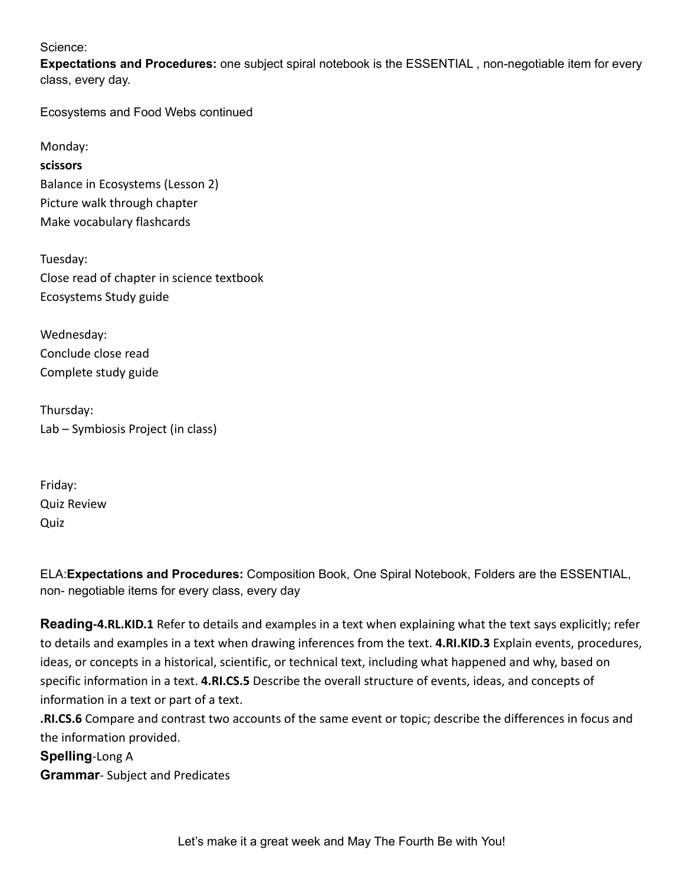Science:

**Expectations and Procedures:** one subject spiral notebook is the ESSENTIAL , non-negotiable item for every class, every day.

Ecosystems and Food Webs continued

Monday:
**scissors**
Balance in Ecosystems (Lesson 2)
Picture walk through chapter
Make vocabulary flashcards

Tuesday:
Close read of chapter in science textbook
Ecosystems Study guide

Wednesday:
Conclude close read
Complete study guide

Thursday:
Lab – Symbiosis Project (in class)

Friday:
Quiz Review
Quiz

ELA:**Expectations and Procedures:** Composition Book, One Spiral Notebook, Folders are the ESSENTIAL, non- negotiable items for every class, every day

**Reading**-**4.RL.KID.1** Refer to details and examples in a text when explaining what the text says explicitly; refer to details and examples in a text when drawing inferences from the text. **4.RI.KID.3** Explain events, procedures, ideas, or concepts in a historical, scientific, or technical text, including what happened and why, based on specific information in a text. **4.RI.CS.5** Describe the overall structure of events, ideas, and concepts of information in a text or part of a text.
**.RI.CS.6** Compare and contrast two accounts of the same event or topic; describe the differences in focus and the information provided.
**Spelling**-Long A
**Grammar**- Subject and Predicates

Let's make it a great week and May The Fourth Be with You!